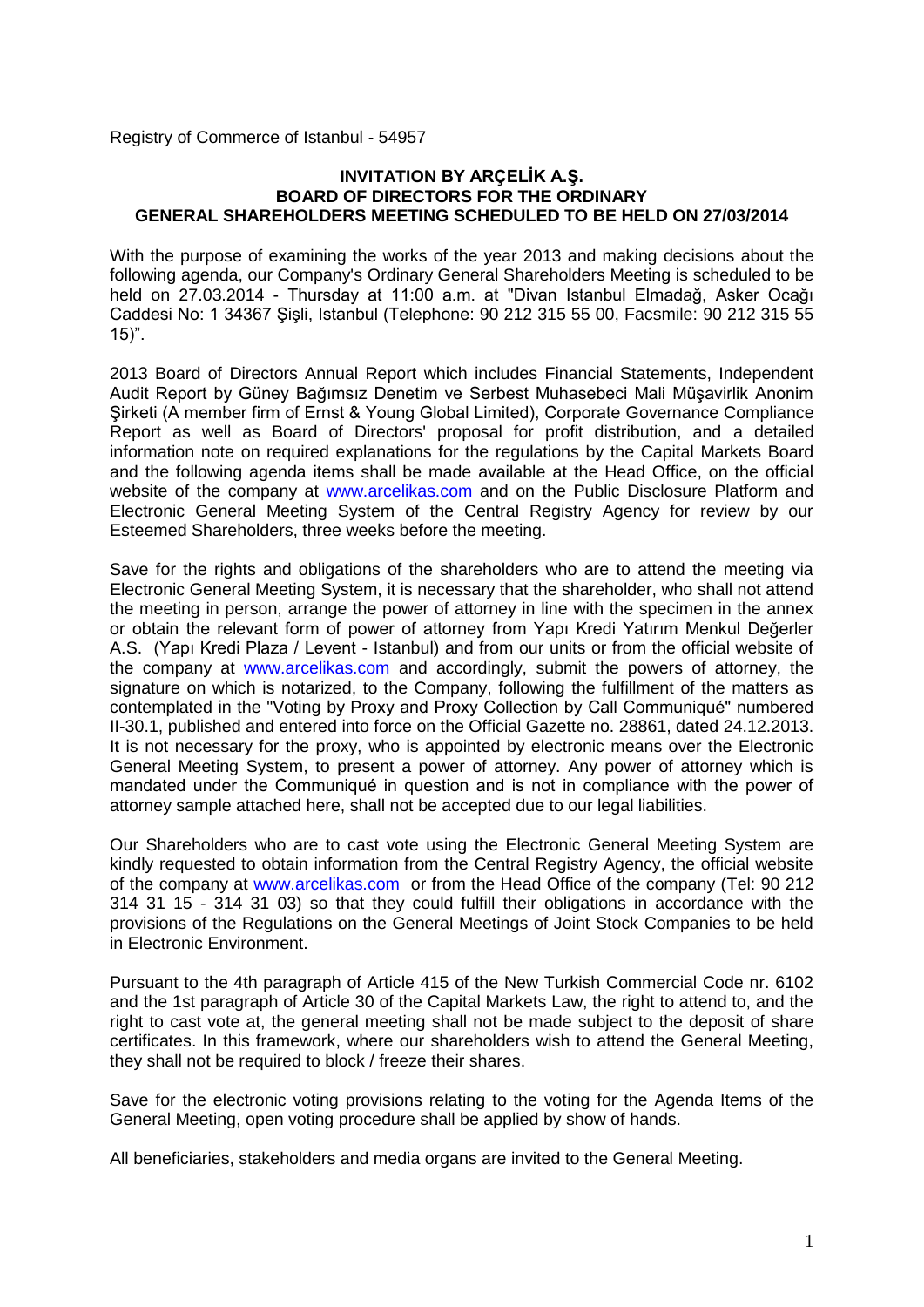Registry of Commerce of Istanbul - 54957

**INVITATION BY ARÇELİK A.Ş.
BOARD OF DIRECTORS FOR THE ORDINARY
GENERAL SHAREHOLDERS MEETING SCHEDULED TO BE HELD ON 27/03/2014**

With the purpose of examining the works of the year 2013 and making decisions about the following agenda, our Company's Ordinary General Shareholders Meeting is scheduled to be held on 27.03.2014 - Thursday at 11:00 a.m. at "Divan Istanbul Elmadağ, Asker Ocağı Caddesi No: 1 34367 Şişli, Istanbul (Telephone: 90 212 315 55 00, Facsmile: 90 212 315 55 15)".

2013 Board of Directors Annual Report which includes Financial Statements, Independent Audit Report by Güney Bağımsız Denetim ve Serbest Muhasebeci Mali Müşavirlik Anonim Şirketi (A member firm of Ernst & Young Global Limited), Corporate Governance Compliance Report as well as Board of Directors' proposal for profit distribution, and a detailed information note on required explanations for the regulations by the Capital Markets Board and the following agenda items shall be made available at the Head Office, on the official website of the company at www.arcelikas.com and on the Public Disclosure Platform and Electronic General Meeting System of the Central Registry Agency for review by our Esteemed Shareholders, three weeks before the meeting.

Save for the rights and obligations of the shareholders who are to attend the meeting via Electronic General Meeting System, it is necessary that the shareholder, who shall not attend the meeting in person, arrange the power of attorney in line with the specimen in the annex or obtain the relevant form of power of attorney from Yapı Kredi Yatırım Menkul Değerler A.S. (Yapı Kredi Plaza / Levent - Istanbul) and from our units or from the official website of the company at www.arcelikas.com and accordingly, submit the powers of attorney, the signature on which is notarized, to the Company, following the fulfillment of the matters as contemplated in the "Voting by Proxy and Proxy Collection by Call Communiqué" numbered II-30.1, published and entered into force on the Official Gazette no. 28861, dated 24.12.2013. It is not necessary for the proxy, who is appointed by electronic means over the Electronic General Meeting System, to present a power of attorney. Any power of attorney which is mandated under the Communiqué in question and is not in compliance with the power of attorney sample attached here, shall not be accepted due to our legal liabilities.

Our Shareholders who are to cast vote using the Electronic General Meeting System are kindly requested to obtain information from the Central Registry Agency, the official website of the company at www.arcelikas.com or from the Head Office of the company (Tel: 90 212 314 31 15 - 314 31 03) so that they could fulfill their obligations in accordance with the provisions of the Regulations on the General Meetings of Joint Stock Companies to be held in Electronic Environment.

Pursuant to the 4th paragraph of Article 415 of the New Turkish Commercial Code nr. 6102 and the 1st paragraph of Article 30 of the Capital Markets Law, the right to attend to, and the right to cast vote at, the general meeting shall not be made subject to the deposit of share certificates. In this framework, where our shareholders wish to attend the General Meeting, they shall not be required to block / freeze their shares.

Save for the electronic voting provisions relating to the voting for the Agenda Items of the General Meeting, open voting procedure shall be applied by show of hands.

All beneficiaries, stakeholders and media organs are invited to the General Meeting.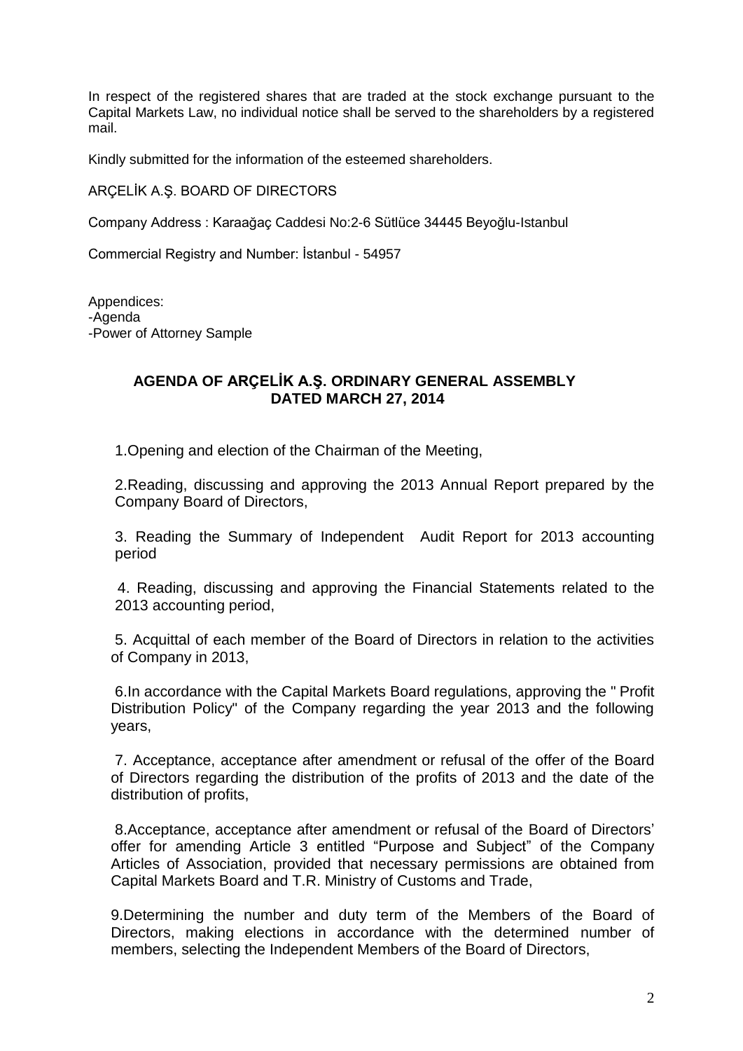In respect of the registered shares that are traded at the stock exchange pursuant to the Capital Markets Law, no individual notice shall be served to the shareholders by a registered mail.

Kindly submitted for the information of the esteemed shareholders.

ARÇELİK A.Ş. BOARD OF DIRECTORS

Company Address : Karaağaç Caddesi No:2-6 Sütlüce 34445 Beyoğlu-Istanbul

Commercial Registry and Number: İstanbul - 54957

Appendices:
-Agenda
-Power of Attorney Sample

## AGENDA OF ARÇELİK A.Ş. ORDINARY GENERAL ASSEMBLY DATED MARCH 27, 2014

1.Opening and election of the Chairman of the Meeting,

2.Reading, discussing and approving the 2013 Annual Report prepared by the Company Board of Directors,

3. Reading the Summary of Independent Audit Report for 2013 accounting period

4. Reading, discussing and approving the Financial Statements related to the 2013 accounting period,

5. Acquittal of each member of the Board of Directors in relation to the activities of Company in 2013,

6.In accordance with the Capital Markets Board regulations, approving the " Profit Distribution Policy" of the Company regarding the year 2013 and the following years,

7. Acceptance, acceptance after amendment or refusal of the offer of the Board of Directors regarding the distribution of the profits of 2013 and the date of the distribution of profits,

8.Acceptance, acceptance after amendment or refusal of the Board of Directors' offer for amending Article 3 entitled "Purpose and Subject" of the Company Articles of Association, provided that necessary permissions are obtained from Capital Markets Board and T.R. Ministry of Customs and Trade,

9.Determining the number and duty term of the Members of the Board of Directors, making elections in accordance with the determined number of members, selecting the Independent Members of the Board of Directors,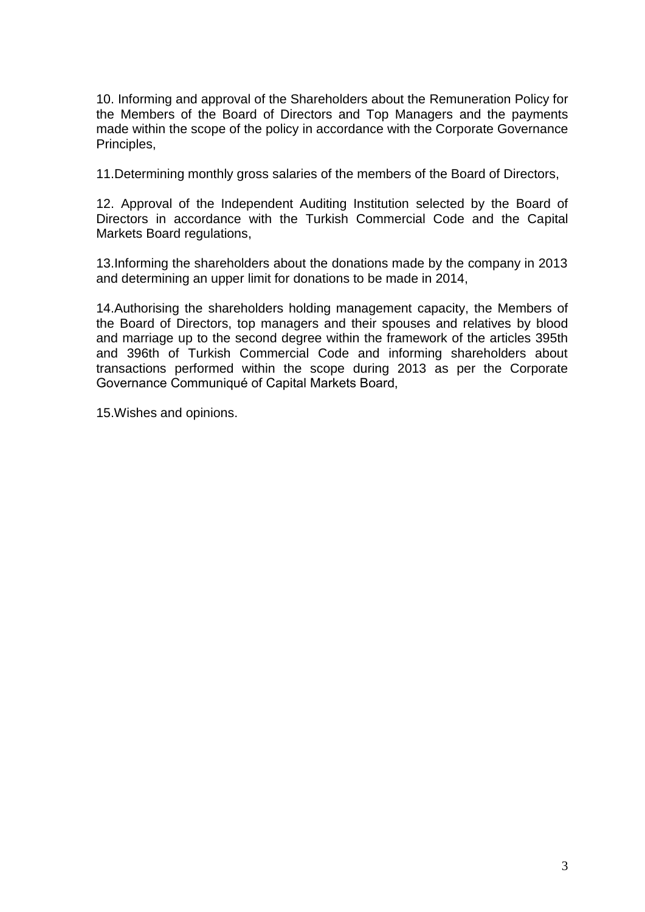10. Informing and approval of the Shareholders about the Remuneration Policy for the Members of the Board of Directors and Top Managers and the payments made within the scope of the policy in accordance with the Corporate Governance Principles,

11.Determining monthly gross salaries of the members of the Board of Directors,

12. Approval of the Independent Auditing Institution selected by the Board of Directors in accordance with the Turkish Commercial Code and the Capital Markets Board regulations,

13.Informing the shareholders about the donations made by the company in 2013 and determining an upper limit for donations to be made in 2014,

14.Authorising the shareholders holding management capacity, the Members of the Board of Directors, top managers and their spouses and relatives by blood and marriage up to the second degree within the framework of the articles 395th and 396th of Turkish Commercial Code and informing shareholders about transactions performed within the scope during 2013 as per the Corporate Governance Communiqué of Capital Markets Board,

15.Wishes and opinions.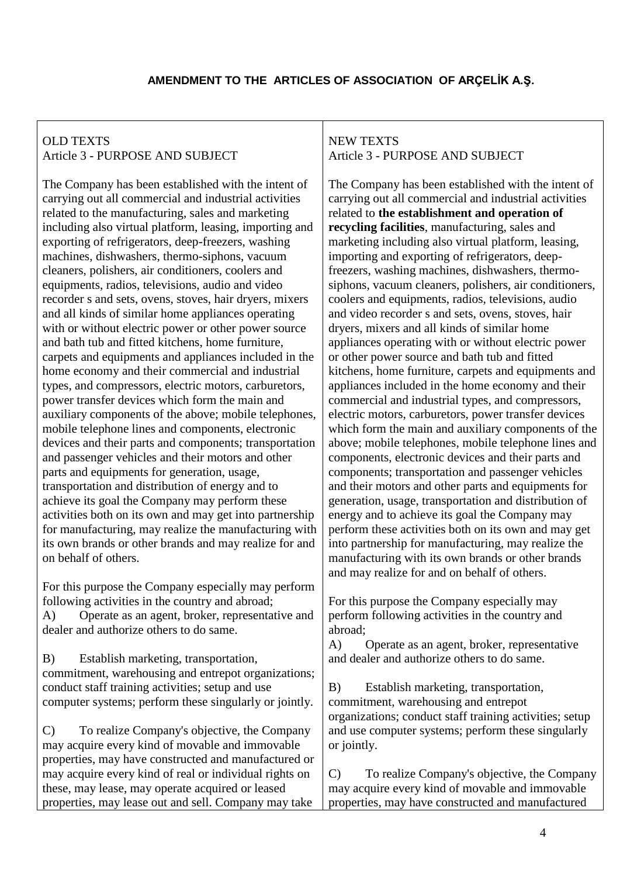## AMENDMENT TO THE ARTICLES OF ASSOCIATION OF ARÇELİK A.Ş.

| OLD TEXTS | NEW TEXTS |
| --- | --- |
| Article 3 - PURPOSE AND SUBJECT<br><br>The Company has been established with the intent of carrying out all commercial and industrial activities related to the manufacturing, sales and marketing including also virtual platform, leasing, importing and exporting of refrigerators, deep-freezers, washing machines, dishwashers, thermo-siphons, vacuum cleaners, polishers, air conditioners, coolers and equipments, radios, televisions, audio and video recorder s and sets, ovens, stoves, hair dryers, mixers and all kinds of similar home appliances operating with or without electric power or other power source and bath tub and fitted kitchens, home furniture, carpets and equipments and appliances included in the home economy and their commercial and industrial types, and compressors, electric motors, carburetors, power transfer devices which form the main and auxiliary components of the above; mobile telephones, mobile telephone lines and components, electronic devices and their parts and components; transportation and passenger vehicles and their motors and other parts and equipments for generation, usage, transportation and distribution of energy and to achieve its goal the Company may perform these activities both on its own and may get into partnership for manufacturing, may realize the manufacturing with its own brands or other brands and may realize for and on behalf of others.<br><br>For this purpose the Company especially may perform following activities in the country and abroad;<br>A) Operate as an agent, broker, representative and dealer and authorize others to do same.<br><br>B) Establish marketing, transportation, commitment, warehousing and entrepot organizations; conduct staff training activities; setup and use computer systems; perform these singularly or jointly.<br><br>C) To realize Company's objective, the Company may acquire every kind of movable and immovable properties, may have constructed and manufactured or may acquire every kind of real or individual rights on these, may lease, may operate acquired or leased properties, may lease out and sell. Company may take | Article 3 - PURPOSE AND SUBJECT<br><br>The Company has been established with the intent of carrying out all commercial and industrial activities related to **the establishment and operation of recycling facilities**, manufacturing, sales and marketing including also virtual platform, leasing, importing and exporting of refrigerators, deep-freezers, washing machines, dishwashers, thermo-siphons, vacuum cleaners, polishers, air conditioners, coolers and equipments, radios, televisions, audio and video recorder s and sets, ovens, stoves, hair dryers, mixers and all kinds of similar home appliances operating with or without electric power or other power source and bath tub and fitted kitchens, home furniture, carpets and equipments and appliances included in the home economy and their commercial and industrial types, and compressors, electric motors, carburetors, power transfer devices which form the main and auxiliary components of the above; mobile telephones, mobile telephone lines and components, electronic devices and their parts and components; transportation and passenger vehicles and their motors and other parts and equipments for generation, usage, transportation and distribution of energy and to achieve its goal the Company may perform these activities both on its own and may get into partnership for manufacturing, may realize the manufacturing with its own brands or other brands and may realize for and on behalf of others.<br><br>For this purpose the Company especially may perform following activities in the country and abroad;<br>A) Operate as an agent, broker, representative and dealer and authorize others to do same.<br><br>B) Establish marketing, transportation, commitment, warehousing and entrepot organizations; conduct staff training activities; setup and use computer systems; perform these singularly or jointly.<br><br>C) To realize Company's objective, the Company may acquire every kind of movable and immovable properties, may have constructed and manufactured |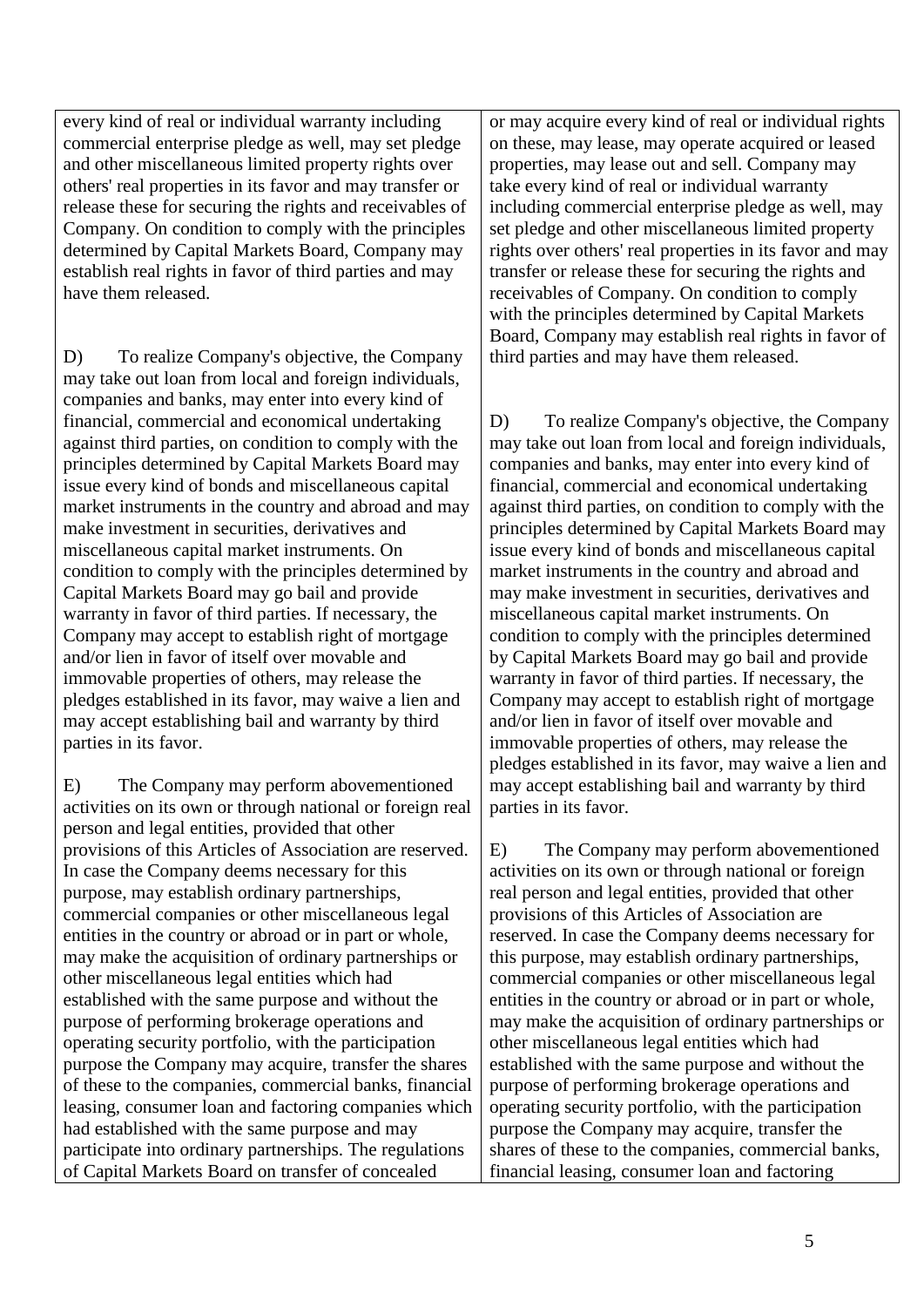| | |
|---|---|
| every kind of real or individual warranty including commercial enterprise pledge as well, may set pledge and other miscellaneous limited property rights over others' real properties in its favor and may transfer or release these for securing the rights and receivables of Company. On condition to comply with the principles determined by Capital Markets Board, Company may establish real rights in favor of third parties and may have them released.<br><br>D) To realize Company's objective, the Company may take out loan from local and foreign individuals, companies and banks, may enter into every kind of financial, commercial and economical undertaking against third parties, on condition to comply with the principles determined by Capital Markets Board may issue every kind of bonds and miscellaneous capital market instruments in the country and abroad and may make investment in securities, derivatives and miscellaneous capital market instruments. On condition to comply with the principles determined by Capital Markets Board may go bail and provide warranty in favor of third parties. If necessary, the Company may accept to establish right of mortgage and/or lien in favor of itself over movable and immovable properties of others, may release the pledges established in its favor, may waive a lien and may accept establishing bail and warranty by third parties in its favor.<br><br>E) The Company may perform abovementioned activities on its own or through national or foreign real person and legal entities, provided that other provisions of this Articles of Association are reserved. In case the Company deems necessary for this purpose, may establish ordinary partnerships, commercial companies or other miscellaneous legal entities in the country or abroad or in part or whole, may make the acquisition of ordinary partnerships or other miscellaneous legal entities which had established with the same purpose and without the purpose of performing brokerage operations and operating security portfolio, with the participation purpose the Company may acquire, transfer the shares of these to the companies, commercial banks, financial leasing, consumer loan and factoring companies which had established with the same purpose and may participate into ordinary partnerships. The regulations of Capital Markets Board on transfer of concealed | or may acquire every kind of real or individual rights on these, may lease, may operate acquired or leased properties, may lease out and sell. Company may take every kind of real or individual warranty including commercial enterprise pledge as well, may set pledge and other miscellaneous limited property rights over others' real properties in its favor and may transfer or release these for securing the rights and receivables of Company. On condition to comply with the principles determined by Capital Markets Board, Company may establish real rights in favor of third parties and may have them released.<br><br>D) To realize Company's objective, the Company may take out loan from local and foreign individuals, companies and banks, may enter into every kind of financial, commercial and economical undertaking against third parties, on condition to comply with the principles determined by Capital Markets Board may issue every kind of bonds and miscellaneous capital market instruments in the country and abroad and may make investment in securities, derivatives and miscellaneous capital market instruments. On condition to comply with the principles determined by Capital Markets Board may go bail and provide warranty in favor of third parties. If necessary, the Company may accept to establish right of mortgage and/or lien in favor of itself over movable and immovable properties of others, may release the pledges established in its favor, may waive a lien and may accept establishing bail and warranty by third parties in its favor.<br><br>E) The Company may perform abovementioned activities on its own or through national or foreign real person and legal entities, provided that other provisions of this Articles of Association are reserved. In case the Company deems necessary for this purpose, may establish ordinary partnerships, commercial companies or other miscellaneous legal entities in the country or abroad or in part or whole, may make the acquisition of ordinary partnerships or other miscellaneous legal entities which had established with the same purpose and without the purpose of performing brokerage operations and operating security portfolio, with the participation purpose the Company may acquire, transfer the shares of these to the companies, commercial banks, financial leasing, consumer loan and factoring |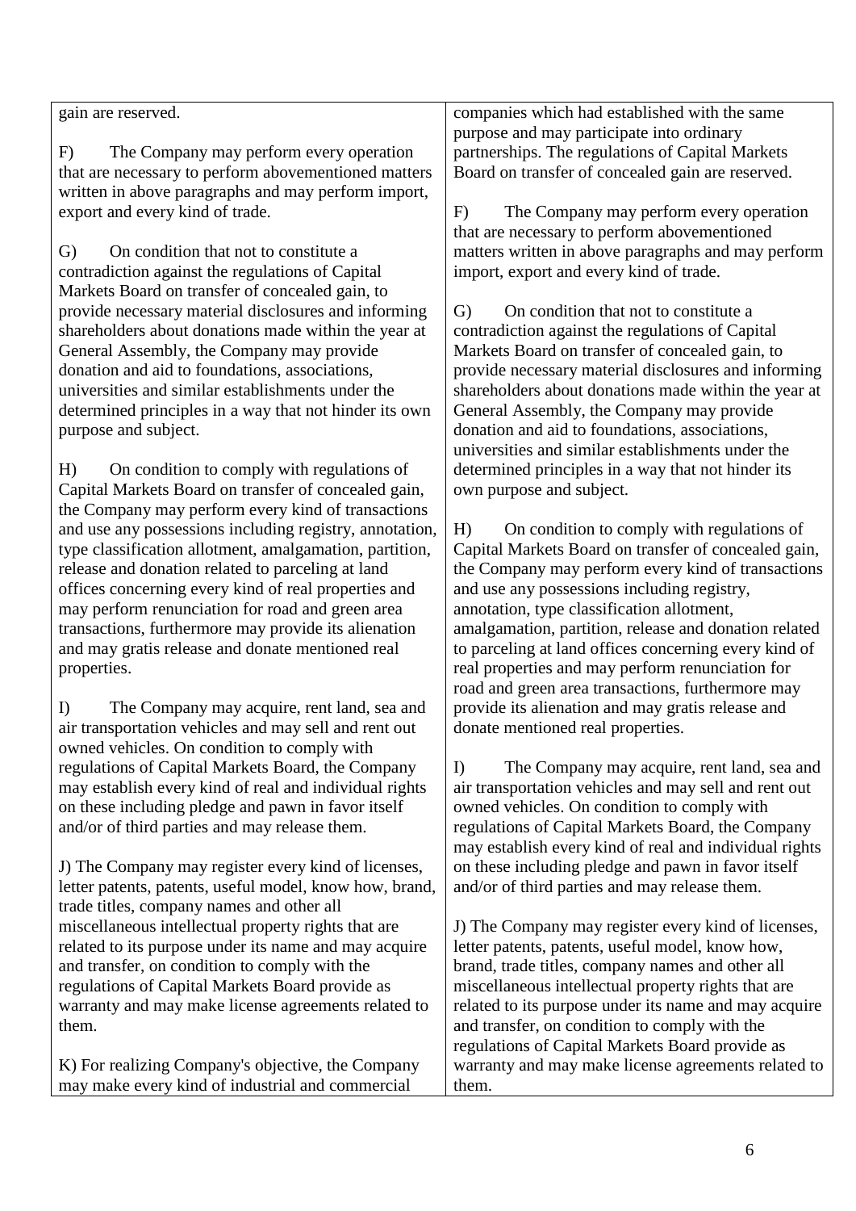| | |
|---|---|
| gain are reserved.<br><br>F) The Company may perform every operation that are necessary to perform abovementioned matters written in above paragraphs and may perform import, export and every kind of trade.<br><br>G) On condition that not to constitute a contradiction against the regulations of Capital Markets Board on transfer of concealed gain, to provide necessary material disclosures and informing shareholders about donations made within the year at General Assembly, the Company may provide donation and aid to foundations, associations, universities and similar establishments under the determined principles in a way that not hinder its own purpose and subject.<br><br>H) On condition to comply with regulations of Capital Markets Board on transfer of concealed gain, the Company may perform every kind of transactions and use any possessions including registry, annotation, type classification allotment, amalgamation, partition, release and donation related to parceling at land offices concerning every kind of real properties and may perform renunciation for road and green area transactions, furthermore may provide its alienation and may gratis release and donate mentioned real properties.<br><br>I) The Company may acquire, rent land, sea and air transportation vehicles and may sell and rent out owned vehicles. On condition to comply with regulations of Capital Markets Board, the Company may establish every kind of real and individual rights on these including pledge and pawn in favor itself and/or of third parties and may release them.<br><br>J) The Company may register every kind of licenses, letter patents, patents, useful model, know how, brand, trade titles, company names and other all miscellaneous intellectual property rights that are related to its purpose under its name and may acquire and transfer, on condition to comply with the regulations of Capital Markets Board provide as warranty and may make license agreements related to them.<br><br>K) For realizing Company's objective, the Company may make every kind of industrial and commercial | companies which had established with the same purpose and may participate into ordinary partnerships. The regulations of Capital Markets Board on transfer of concealed gain are reserved.<br><br>F) The Company may perform every operation that are necessary to perform abovementioned matters written in above paragraphs and may perform import, export and every kind of trade.<br><br>G) On condition that not to constitute a contradiction against the regulations of Capital Markets Board on transfer of concealed gain, to provide necessary material disclosures and informing shareholders about donations made within the year at General Assembly, the Company may provide donation and aid to foundations, associations, universities and similar establishments under the determined principles in a way that not hinder its own purpose and subject.<br><br>H) On condition to comply with regulations of Capital Markets Board on transfer of concealed gain, the Company may perform every kind of transactions and use any possessions including registry, annotation, type classification allotment, amalgamation, partition, release and donation related to parceling at land offices concerning every kind of real properties and may perform renunciation for road and green area transactions, furthermore may provide its alienation and may gratis release and donate mentioned real properties.<br><br>I) The Company may acquire, rent land, sea and air transportation vehicles and may sell and rent out owned vehicles. On condition to comply with regulations of Capital Markets Board, the Company may establish every kind of real and individual rights on these including pledge and pawn in favor itself and/or of third parties and may release them.<br><br>J) The Company may register every kind of licenses, letter patents, patents, useful model, know how, brand, trade titles, company names and other all miscellaneous intellectual property rights that are related to its purpose under its name and may acquire and transfer, on condition to comply with the regulations of Capital Markets Board provide as warranty and may make license agreements related to them. |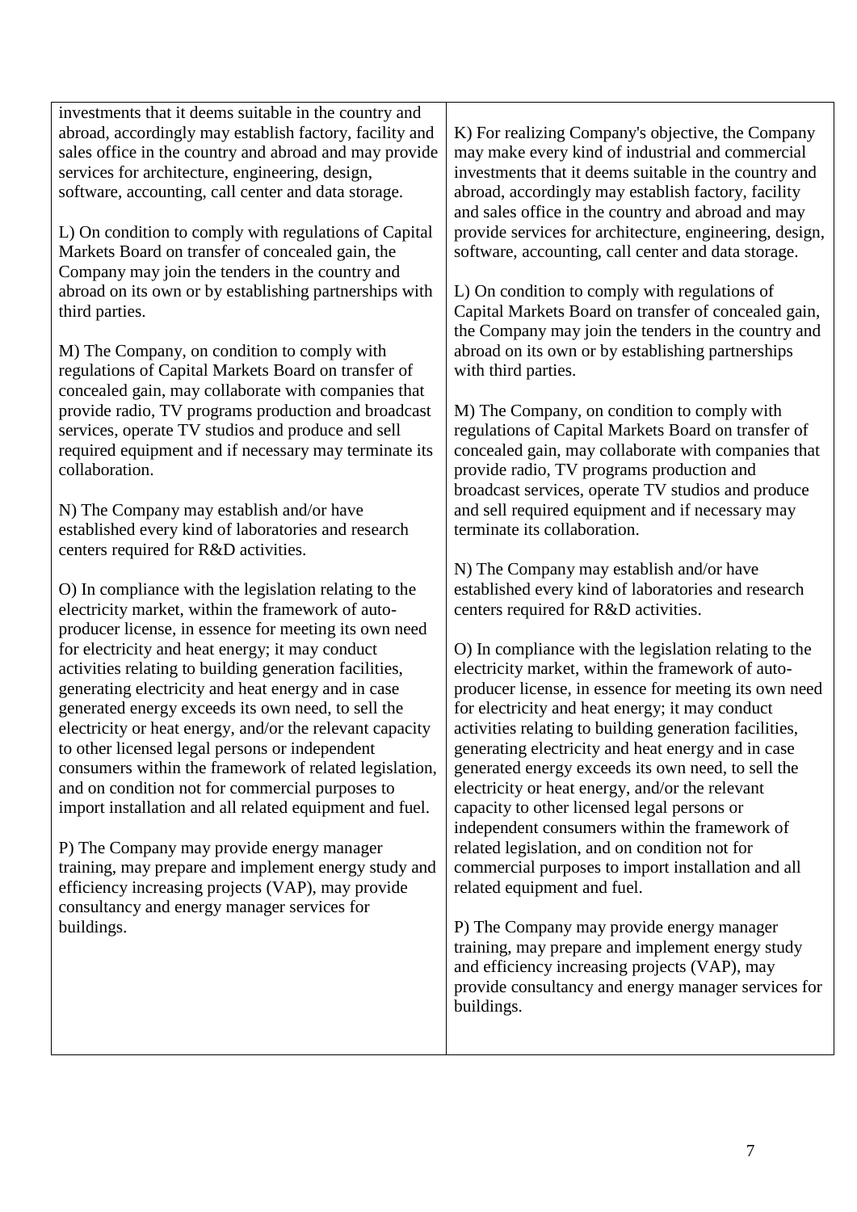| | |
|---|---|
| investments that it deems suitable in the country and abroad, accordingly may establish factory, facility and sales office in the country and abroad and may provide services for architecture, engineering, design, software, accounting, call center and data storage.<br><br>L) On condition to comply with regulations of Capital Markets Board on transfer of concealed gain, the Company may join the tenders in the country and abroad on its own or by establishing partnerships with third parties.<br><br>M) The Company, on condition to comply with regulations of Capital Markets Board on transfer of concealed gain, may collaborate with companies that provide radio, TV programs production and broadcast services, operate TV studios and produce and sell required equipment and if necessary may terminate its collaboration.<br><br>N) The Company may establish and/or have established every kind of laboratories and research centers required for R&D activities.<br><br>O) In compliance with the legislation relating to the electricity market, within the framework of auto-producer license, in essence for meeting its own need for electricity and heat energy; it may conduct activities relating to building generation facilities, generating electricity and heat energy and in case generated energy exceeds its own need, to sell the electricity or heat energy, and/or the relevant capacity to other licensed legal persons or independent consumers within the framework of related legislation, and on condition not for commercial purposes to import installation and all related equipment and fuel.<br><br>P) The Company may provide energy manager training, may prepare and implement energy study and efficiency increasing projects (VAP), may provide consultancy and energy manager services for buildings. | K) For realizing Company's objective, the Company may make every kind of industrial and commercial investments that it deems suitable in the country and abroad, accordingly may establish factory, facility and sales office in the country and abroad and may provide services for architecture, engineering, design, software, accounting, call center and data storage.<br><br>L) On condition to comply with regulations of Capital Markets Board on transfer of concealed gain, the Company may join the tenders in the country and abroad on its own or by establishing partnerships with third parties.<br><br>M) The Company, on condition to comply with regulations of Capital Markets Board on transfer of concealed gain, may collaborate with companies that provide radio, TV programs production and broadcast services, operate TV studios and produce and sell required equipment and if necessary may terminate its collaboration.<br><br>N) The Company may establish and/or have established every kind of laboratories and research centers required for R&D activities.<br><br>O) In compliance with the legislation relating to the electricity market, within the framework of auto-producer license, in essence for meeting its own need for electricity and heat energy; it may conduct activities relating to building generation facilities, generating electricity and heat energy and in case generated energy exceeds its own need, to sell the electricity or heat energy, and/or the relevant capacity to other licensed legal persons or independent consumers within the framework of related legislation, and on condition not for commercial purposes to import installation and all related equipment and fuel.<br><br>P) The Company may provide energy manager training, may prepare and implement energy study and efficiency increasing projects (VAP), may provide consultancy and energy manager services for buildings. |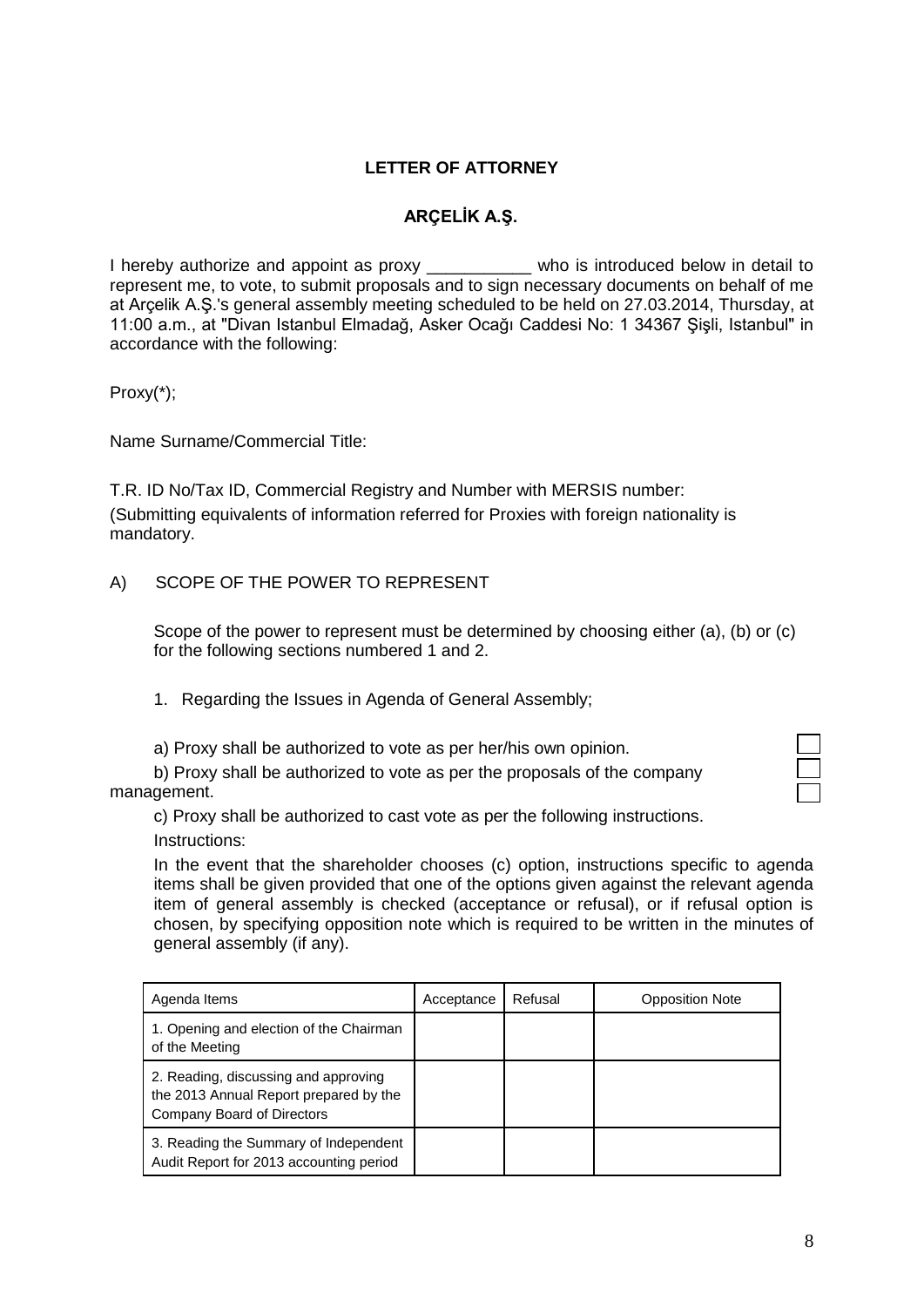**LETTER OF ATTORNEY**

**ARÇELİK A.Ş.**

I hereby authorize and appoint as proxy ___________ who is introduced below in detail to represent me, to vote, to submit proposals and to sign necessary documents on behalf of me at Arçelik A.Ş.'s general assembly meeting scheduled to be held on 27.03.2014, Thursday, at 11:00 a.m., at "Divan Istanbul Elmadağ, Asker Ocağı Caddesi No: 1 34367 Şişli, Istanbul" in accordance with the following:

Proxy(*);

Name Surname/Commercial Title:

T.R. ID No/Tax ID, Commercial Registry and Number with MERSIS number:

(Submitting equivalents of information referred for Proxies with foreign nationality is mandatory.

A) SCOPE OF THE POWER TO REPRESENT

Scope of the power to represent must be determined by choosing either (a), (b) or (c) for the following sections numbered 1 and 2.

1. Regarding the Issues in Agenda of General Assembly;

a) Proxy shall be authorized to vote as per her/his own opinion. ☐

b) Proxy shall be authorized to vote as per the proposals of the company management. ☐

c) Proxy shall be authorized to cast vote as per the following instructions. ☐

Instructions:

In the event that the shareholder chooses (c) option, instructions specific to agenda items shall be given provided that one of the options given against the relevant agenda item of general assembly is checked (acceptance or refusal), or if refusal option is chosen, by specifying opposition note which is required to be written in the minutes of general assembly (if any).

| Agenda Items | Acceptance | Refusal | Opposition Note |
| --- | --- | --- | --- |
| 1. Opening and election of the Chairman of the Meeting | | | |
| 2. Reading, discussing and approving the 2013 Annual Report prepared by the Company Board of Directors | | | |
| 3. Reading the Summary of Independent Audit Report for 2013 accounting period | | | |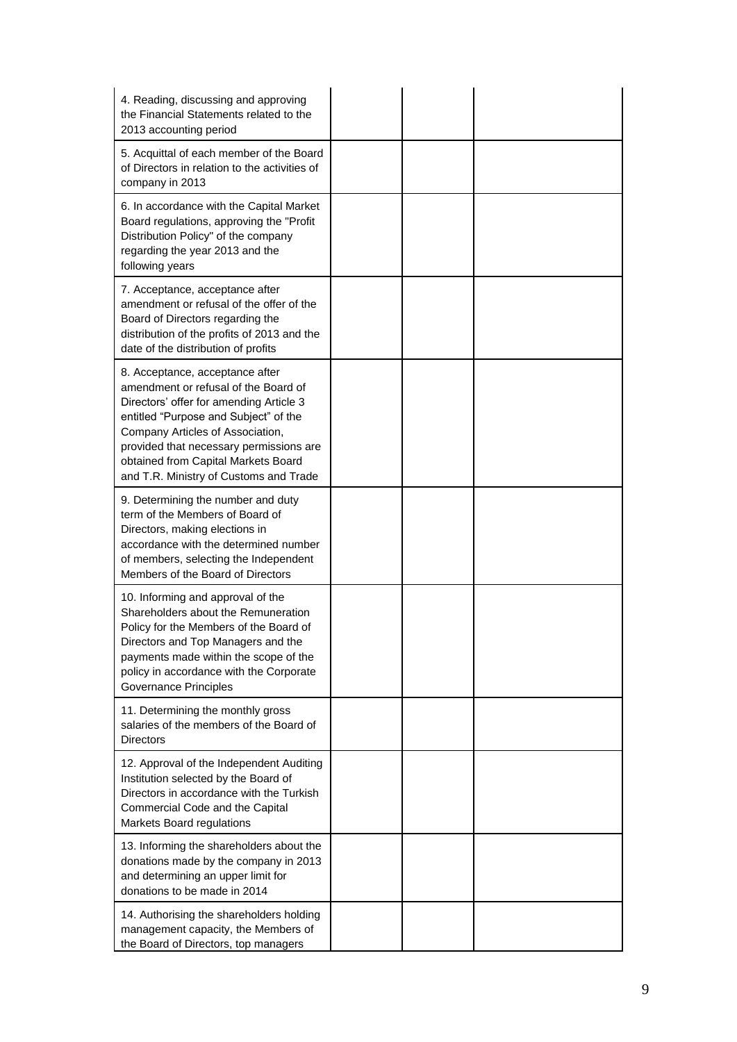| | | | |
|---|---|---|---|
| 4. Reading, discussing and approving the Financial Statements related to the 2013 accounting period | | | |
| 5. Acquittal of each member of the Board of Directors in relation to the activities of company in 2013 | | | |
| 6. In accordance with the Capital Market Board regulations, approving the "Profit Distribution Policy" of the company regarding the year 2013 and the following years | | | |
| 7. Acceptance, acceptance after amendment or refusal of the offer of the Board of Directors regarding the distribution of the profits of 2013 and the date of the distribution of profits | | | |
| 8. Acceptance, acceptance after amendment or refusal of the Board of Directors' offer for amending Article 3 entitled "Purpose and Subject" of the Company Articles of Association, provided that necessary permissions are obtained from Capital Markets Board and T.R. Ministry of Customs and Trade | | | |
| 9. Determining the number and duty term of the Members of Board of Directors, making elections in accordance with the determined number of members, selecting the Independent Members of the Board of Directors | | | |
| 10. Informing and approval of the Shareholders about the Remuneration Policy for the Members of the Board of Directors and Top Managers and the payments made within the scope of the policy in accordance with the Corporate Governance Principles | | | |
| 11. Determining the monthly gross salaries of the members of the Board of Directors | | | |
| 12. Approval of the Independent Auditing Institution selected by the Board of Directors in accordance with the Turkish Commercial Code and the Capital Markets Board regulations | | | |
| 13. Informing the shareholders about the donations made by the company in 2013 and determining an upper limit for donations to be made in 2014 | | | |
| 14. Authorising the shareholders holding management capacity, the Members of the Board of Directors, top managers | | | |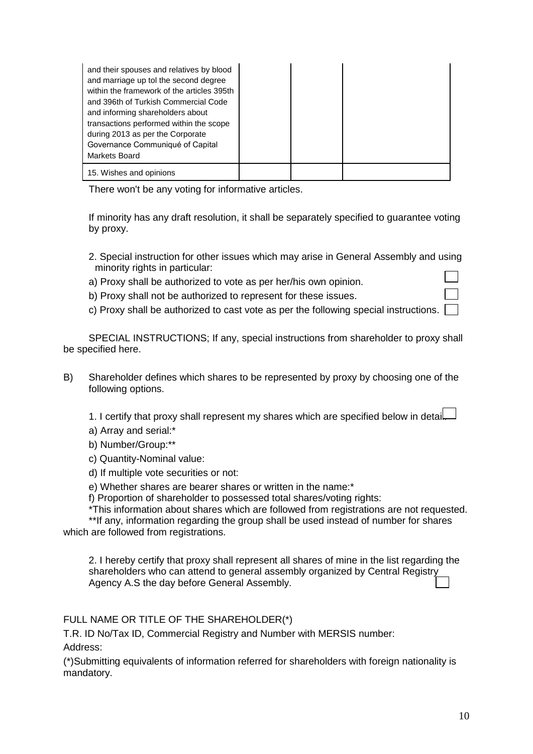| | | | |
|---|---|---|---|
| and their spouses and relatives by blood and marriage up tol the second degree within the framework of the articles 395th and 396th of Turkish Commercial Code and informing shareholders about transactions performed within the scope during 2013 as per the Corporate Governance Communiqué of Capital Markets Board | | | |
| 15. Wishes and opinions | | | |

There won't be any voting for informative articles.

If minority has any draft resolution, it shall be separately specified to guarantee voting by proxy.

2. Special instruction for other issues which may arise in General Assembly and using minority rights in particular:

a) Proxy shall be authorized to vote as per her/his own opinion. ☐

b) Proxy shall not be authorized to represent for these issues. ☐

c) Proxy shall be authorized to cast vote as per the following special instructions. ☐

SPECIAL INSTRUCTIONS; If any, special instructions from shareholder to proxy shall be specified here.

B) Shareholder defines which shares to be represented by proxy by choosing one of the following options.

1. I certify that proxy shall represent my shares which are specified below in detail. ☐

a) Array and serial:*

b) Number/Group:**

c) Quantity-Nominal value:

d) If multiple vote securities or not:

e) Whether shares are bearer shares or written in the name:*

f) Proportion of shareholder to possessed total shares/voting rights:

*This information about shares which are followed from registrations are not requested.

**If any, information regarding the group shall be used instead of number for shares which are followed from registrations.

2. I hereby certify that proxy shall represent all shares of mine in the list regarding the shareholders who can attend to general assembly organized by Central Registry Agency A.S the day before General Assembly. ☐

FULL NAME OR TITLE OF THE SHAREHOLDER(*)

T.R. ID No/Tax ID, Commercial Registry and Number with MERSIS number:

Address:

(*)Submitting equivalents of information referred for shareholders with foreign nationality is mandatory.